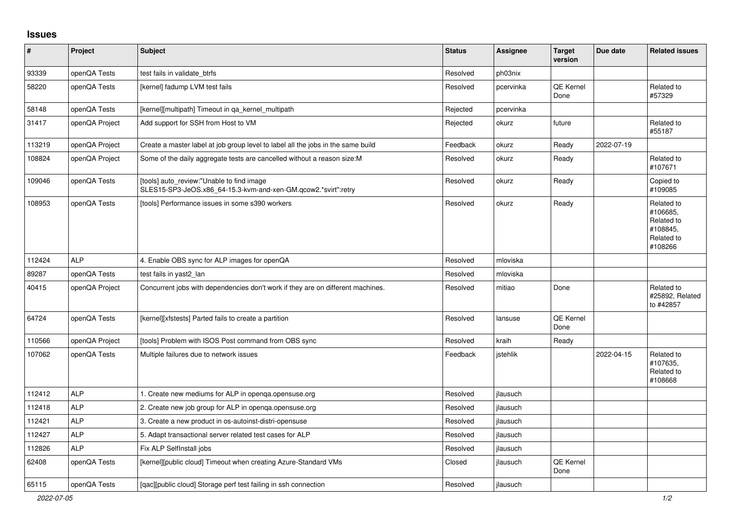## Issues

| # | Project | Subject | Status | Assignee | Target version | Due date | Related issues |
|---|---|---|---|---|---|---|---|
| 93339 | openQA Tests | test fails in validate_btrfs | Resolved | ph03nix | | | |
| 58220 | openQA Tests | [kernel] fadump LVM test fails | Resolved | pcervinka | QE Kernel Done | | Related to #57329 |
| 58148 | openQA Tests | [kernel][multipath] Timeout in qa_kernel_multipath | Rejected | pcervinka | | | |
| 31417 | openQA Project | Add support for SSH from Host to VM | Rejected | okurz | future | | Related to #55187 |
| 113219 | openQA Project | Create a master label at job group level to label all the jobs in the same build | Feedback | okurz | Ready | 2022-07-19 | |
| 108824 | openQA Project | Some of the daily aggregate tests are cancelled without a reason size:M | Resolved | okurz | Ready | | Related to #107671 |
| 109046 | openQA Tests | [tools] auto_review:"Unable to find image SLES15-SP3-JeOS.x86_64-15.3-kvm-and-xen-GM.qcow2.*svirt":retry | Resolved | okurz | Ready | | Copied to #109085 |
| 108953 | openQA Tests | [tools] Performance issues in some s390 workers | Resolved | okurz | Ready | | Related to #106685, Related to #108845, Related to #108266 |
| 112424 | ALP | 4. Enable OBS sync for ALP images for openQA | Resolved | mloviska | | | |
| 89287 | openQA Tests | test fails in yast2_lan | Resolved | mloviska | | | |
| 40415 | openQA Project | Concurrent jobs with dependencies don't work if they are on different machines. | Resolved | mitiao | Done | | Related to #25892, Related to #42857 |
| 64724 | openQA Tests | [kernel][xfstests] Parted fails to create a partition | Resolved | lansuse | QE Kernel Done | | |
| 110566 | openQA Project | [tools] Problem with ISOS Post command from OBS sync | Resolved | kraih | Ready | | |
| 107062 | openQA Tests | Multiple failures due to network issues | Feedback | jstehlik | | 2022-04-15 | Related to #107635, Related to #108668 |
| 112412 | ALP | 1. Create new mediums for ALP in openqa.opensuse.org | Resolved | jlausuch | | | |
| 112418 | ALP | 2. Create new job group for ALP in openqa.opensuse.org | Resolved | jlausuch | | | |
| 112421 | ALP | 3. Create a new product in os-autoinst-distri-opensuse | Resolved | jlausuch | | | |
| 112427 | ALP | 5. Adapt transactional server related test cases for ALP | Resolved | jlausuch | | | |
| 112826 | ALP | Fix ALP SelfInstall jobs | Resolved | jlausuch | | | |
| 62408 | openQA Tests | [kernel][public cloud] Timeout when creating Azure-Standard VMs | Closed | jlausuch | QE Kernel Done | | |
| 65115 | openQA Tests | [qac][public cloud] Storage perf test failing in ssh connection | Resolved | jlausuch | | | |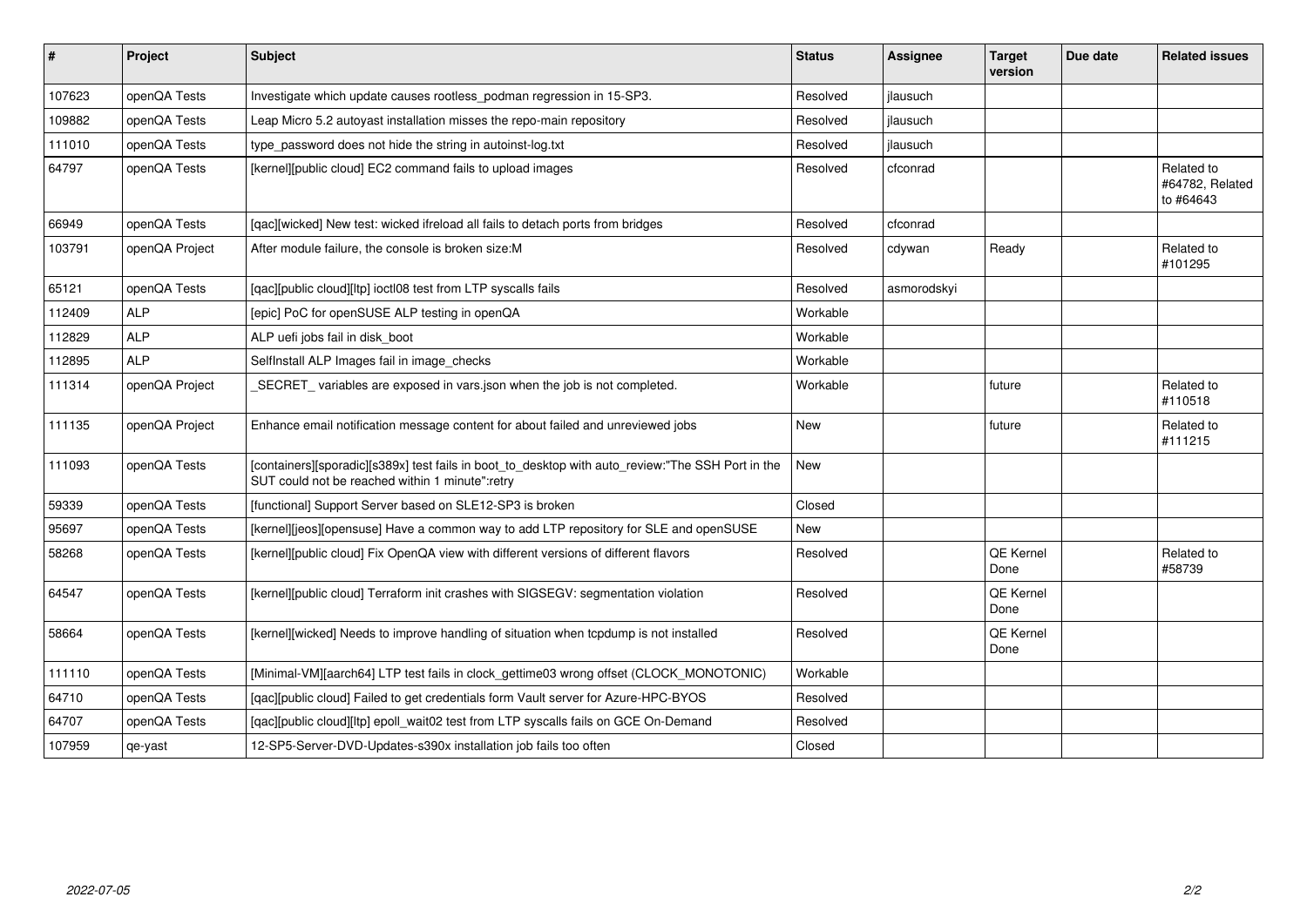| # | Project | Subject | Status | Assignee | Target version | Due date | Related issues |
|---|---|---|---|---|---|---|---|
| 107623 | openQA Tests | Investigate which update causes rootless_podman regression in 15-SP3. | Resolved | jlausuch | | | |
| 109882 | openQA Tests | Leap Micro 5.2 autoyast installation misses the repo-main repository | Resolved | jlausuch | | | |
| 111010 | openQA Tests | type_password does not hide the string in autoinst-log.txt | Resolved | jlausuch | | | |
| 64797 | openQA Tests | [kernel][public cloud] EC2 command fails to upload images | Resolved | cfconrad | | | Related to #64782, Related to #64643 |
| 66949 | openQA Tests | [qac][wicked] New test: wicked ifreload all fails to detach ports from bridges | Resolved | cfconrad | | | |
| 103791 | openQA Project | After module failure, the console is broken size:M | Resolved | cdywan | Ready | | Related to #101295 |
| 65121 | openQA Tests | [qac][public cloud][ltp] ioctl08 test from LTP syscalls fails | Resolved | asmorodskyi | | | |
| 112409 | ALP | [epic] PoC for openSUSE ALP testing in openQA | Workable | | | | |
| 112829 | ALP | ALP uefi jobs fail in disk_boot | Workable | | | | |
| 112895 | ALP | SelfInstall ALP Images fail in image_checks | Workable | | | | |
| 111314 | openQA Project | _SECRET_ variables are exposed in vars.json when the job is not completed. | Workable | | future | | Related to #110518 |
| 111135 | openQA Project | Enhance email notification message content for about failed and unreviewed jobs | New | | future | | Related to #111215 |
| 111093 | openQA Tests | [containers][sporadic][s389x] test fails in boot_to_desktop with auto_review:"The SSH Port in the SUT could not be reached within 1 minute":retry | New | | | | |
| 59339 | openQA Tests | [functional] Support Server based on SLE12-SP3 is broken | Closed | | | | |
| 95697 | openQA Tests | [kernel][jeos][opensuse] Have a common way to add LTP repository for SLE and openSUSE | New | | | | |
| 58268 | openQA Tests | [kernel][public cloud] Fix OpenQA view with different versions of different flavors | Resolved | | QE Kernel Done | | Related to #58739 |
| 64547 | openQA Tests | [kernel][public cloud] Terraform init crashes with SIGSEGV: segmentation violation | Resolved | | QE Kernel Done | | |
| 58664 | openQA Tests | [kernel][wicked] Needs to improve handling of situation when tcpdump is not installed | Resolved | | QE Kernel Done | | |
| 111110 | openQA Tests | [Minimal-VM][aarch64] LTP test fails in clock_gettime03 wrong offset (CLOCK_MONOTONIC) | Workable | | | | |
| 64710 | openQA Tests | [qac][public cloud] Failed to get credentials form Vault server for Azure-HPC-BYOS | Resolved | | | | |
| 64707 | openQA Tests | [qac][public cloud][ltp] epoll_wait02 test from LTP syscalls fails on GCE On-Demand | Resolved | | | | |
| 107959 | qe-yast | 12-SP5-Server-DVD-Updates-s390x installation job fails too often | Closed | | | | |